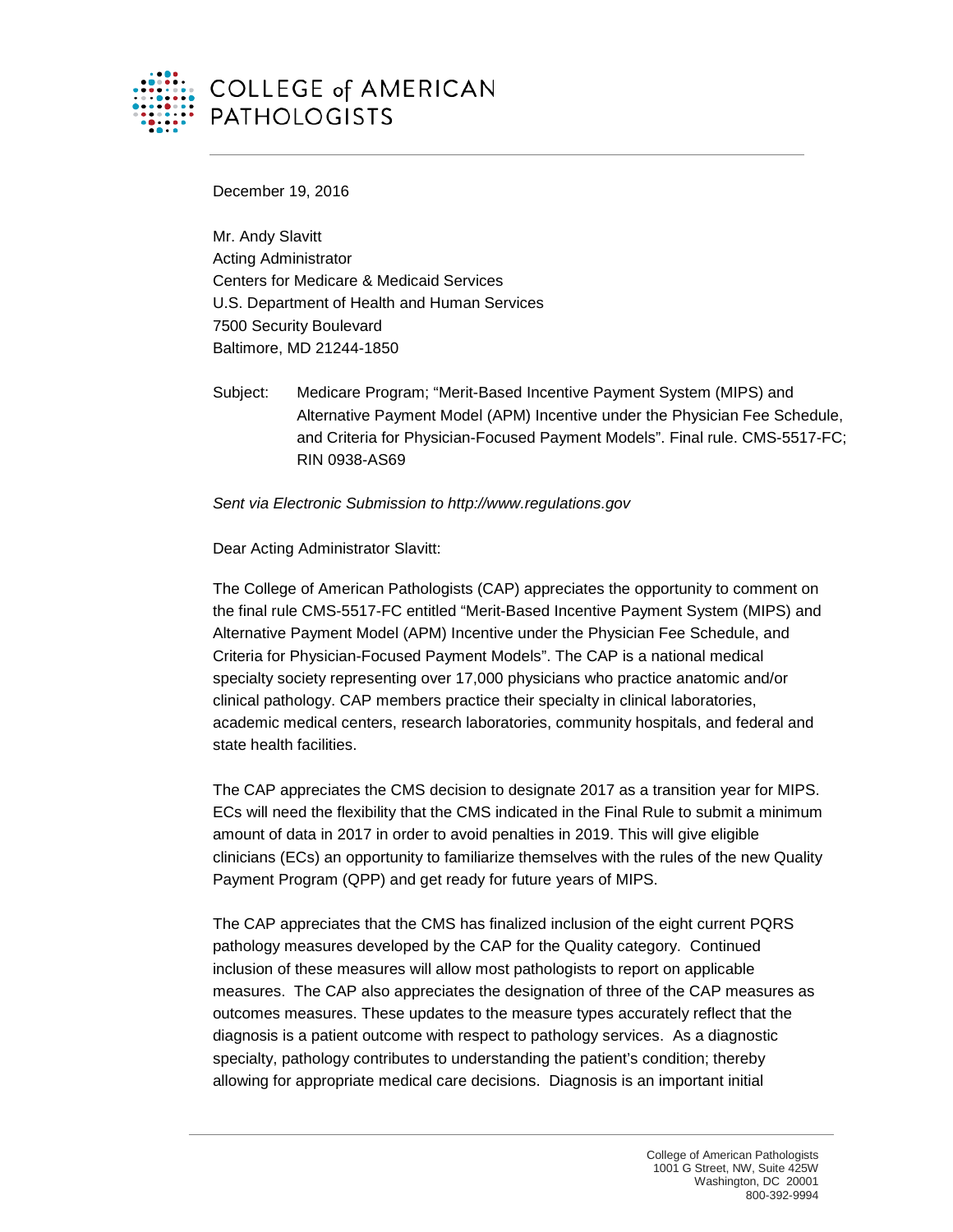COLLEGE of AMERICAN PATHOLOGISTS

December 19, 2016

Mr. Andy Slavitt
Acting Administrator
Centers for Medicare & Medicaid Services
U.S. Department of Health and Human Services
7500 Security Boulevard
Baltimore, MD 21244-1850

Subject: Medicare Program; "Merit-Based Incentive Payment System (MIPS) and Alternative Payment Model (APM) Incentive under the Physician Fee Schedule, and Criteria for Physician-Focused Payment Models". Final rule. CMS-5517-FC; RIN 0938-AS69

*Sent via Electronic Submission to http://www.regulations.gov*

Dear Acting Administrator Slavitt:

The College of American Pathologists (CAP) appreciates the opportunity to comment on the final rule CMS-5517-FC entitled "Merit-Based Incentive Payment System (MIPS) and Alternative Payment Model (APM) Incentive under the Physician Fee Schedule, and Criteria for Physician-Focused Payment Models". The CAP is a national medical specialty society representing over 17,000 physicians who practice anatomic and/or clinical pathology. CAP members practice their specialty in clinical laboratories, academic medical centers, research laboratories, community hospitals, and federal and state health facilities.

The CAP appreciates the CMS decision to designate 2017 as a transition year for MIPS. ECs will need the flexibility that the CMS indicated in the Final Rule to submit a minimum amount of data in 2017 in order to avoid penalties in 2019. This will give eligible clinicians (ECs) an opportunity to familiarize themselves with the rules of the new Quality Payment Program (QPP) and get ready for future years of MIPS.

The CAP appreciates that the CMS has finalized inclusion of the eight current PQRS pathology measures developed by the CAP for the Quality category. Continued inclusion of these measures will allow most pathologists to report on applicable measures. The CAP also appreciates the designation of three of the CAP measures as outcomes measures. These updates to the measure types accurately reflect that the diagnosis is a patient outcome with respect to pathology services. As a diagnostic specialty, pathology contributes to understanding the patient's condition; thereby allowing for appropriate medical care decisions. Diagnosis is an important initial

College of American Pathologists
1001 G Street, NW, Suite 425W
Washington, DC 20001
800-392-9994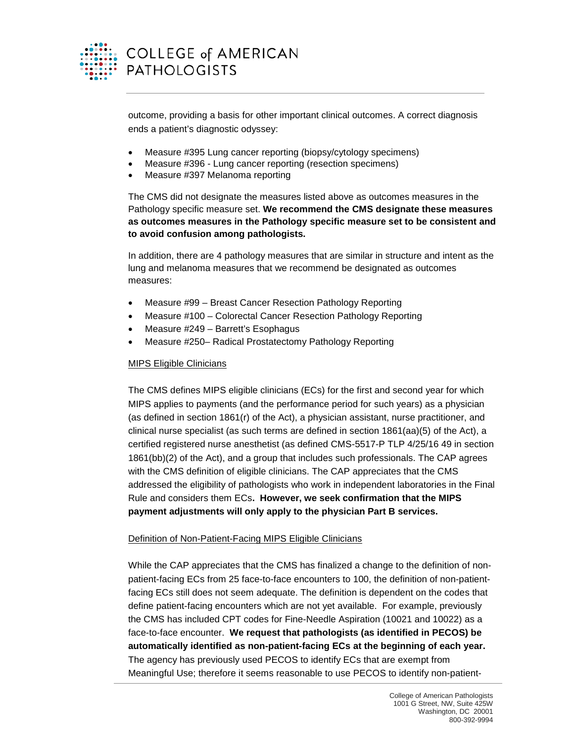outcome, providing a basis for other important clinical outcomes. A correct diagnosis ends a patient's diagnostic odyssey:

- Measure #395 Lung cancer reporting (biopsy/cytology specimens)
- Measure #396 - Lung cancer reporting (resection specimens)
- Measure #397 Melanoma reporting

The CMS did not designate the measures listed above as outcomes measures in the Pathology specific measure set. **We recommend the CMS designate these measures as outcomes measures in the Pathology specific measure set to be consistent and to avoid confusion among pathologists.**

In addition, there are 4 pathology measures that are similar in structure and intent as the lung and melanoma measures that we recommend be designated as outcomes measures:

- Measure #99 – Breast Cancer Resection Pathology Reporting
- Measure #100 – Colorectal Cancer Resection Pathology Reporting
- Measure #249 – Barrett's Esophagus
- Measure #250– Radical Prostatectomy Pathology Reporting

<u>MIPS Eligible Clinicians</u>

The CMS defines MIPS eligible clinicians (ECs) for the first and second year for which MIPS applies to payments (and the performance period for such years) as a physician (as defined in section 1861(r) of the Act), a physician assistant, nurse practitioner, and clinical nurse specialist (as such terms are defined in section 1861(aa)(5) of the Act), a certified registered nurse anesthetist (as defined CMS-5517-P TLP 4/25/16 49 in section 1861(bb)(2) of the Act), and a group that includes such professionals. The CAP agrees with the CMS definition of eligible clinicians. The CAP appreciates that the CMS addressed the eligibility of pathologists who work in independent laboratories in the Final Rule and considers them ECs**. However, we seek confirmation that the MIPS payment adjustments will only apply to the physician Part B services.**

<u>Definition of Non-Patient-Facing MIPS Eligible Clinicians</u>

While the CAP appreciates that the CMS has finalized a change to the definition of non-patient-facing ECs from 25 face-to-face encounters to 100, the definition of non-patient-facing ECs still does not seem adequate. The definition is dependent on the codes that define patient-facing encounters which are not yet available. For example, previously the CMS has included CPT codes for Fine-Needle Aspiration (10021 and 10022) as a face-to-face encounter. **We request that pathologists (as identified in PECOS) be automatically identified as non-patient-facing ECs at the beginning of each year.** The agency has previously used PECOS to identify ECs that are exempt from Meaningful Use; therefore it seems reasonable to use PECOS to identify non-patient-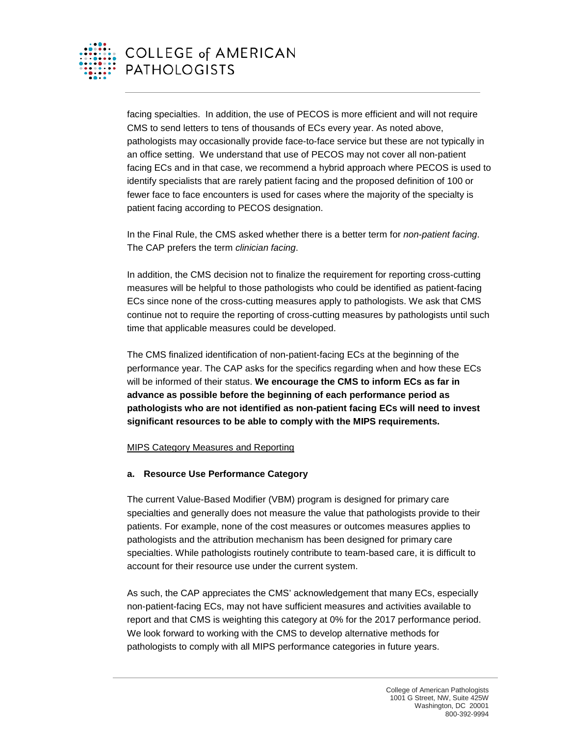facing specialties. In addition, the use of PECOS is more efficient and will not require CMS to send letters to tens of thousands of ECs every year. As noted above, pathologists may occasionally provide face-to-face service but these are not typically in an office setting. We understand that use of PECOS may not cover all non-patient facing ECs and in that case, we recommend a hybrid approach where PECOS is used to identify specialists that are rarely patient facing and the proposed definition of 100 or fewer face to face encounters is used for cases where the majority of the specialty is patient facing according to PECOS designation.

In the Final Rule, the CMS asked whether there is a better term for *non-patient facing*. The CAP prefers the term *clinician facing*.

In addition, the CMS decision not to finalize the requirement for reporting cross-cutting measures will be helpful to those pathologists who could be identified as patient-facing ECs since none of the cross-cutting measures apply to pathologists. We ask that CMS continue not to require the reporting of cross-cutting measures by pathologists until such time that applicable measures could be developed.

The CMS finalized identification of non-patient-facing ECs at the beginning of the performance year. The CAP asks for the specifics regarding when and how these ECs will be informed of their status. **We encourage the CMS to inform ECs as far in advance as possible before the beginning of each performance period as pathologists who are not identified as non-patient facing ECs will need to invest significant resources to be able to comply with the MIPS requirements.**

MIPS Category Measures and Reporting

**a. Resource Use Performance Category**

The current Value-Based Modifier (VBM) program is designed for primary care specialties and generally does not measure the value that pathologists provide to their patients. For example, none of the cost measures or outcomes measures applies to pathologists and the attribution mechanism has been designed for primary care specialties. While pathologists routinely contribute to team-based care, it is difficult to account for their resource use under the current system.

As such, the CAP appreciates the CMS' acknowledgement that many ECs, especially non-patient-facing ECs, may not have sufficient measures and activities available to report and that CMS is weighting this category at 0% for the 2017 performance period. We look forward to working with the CMS to develop alternative methods for pathologists to comply with all MIPS performance categories in future years.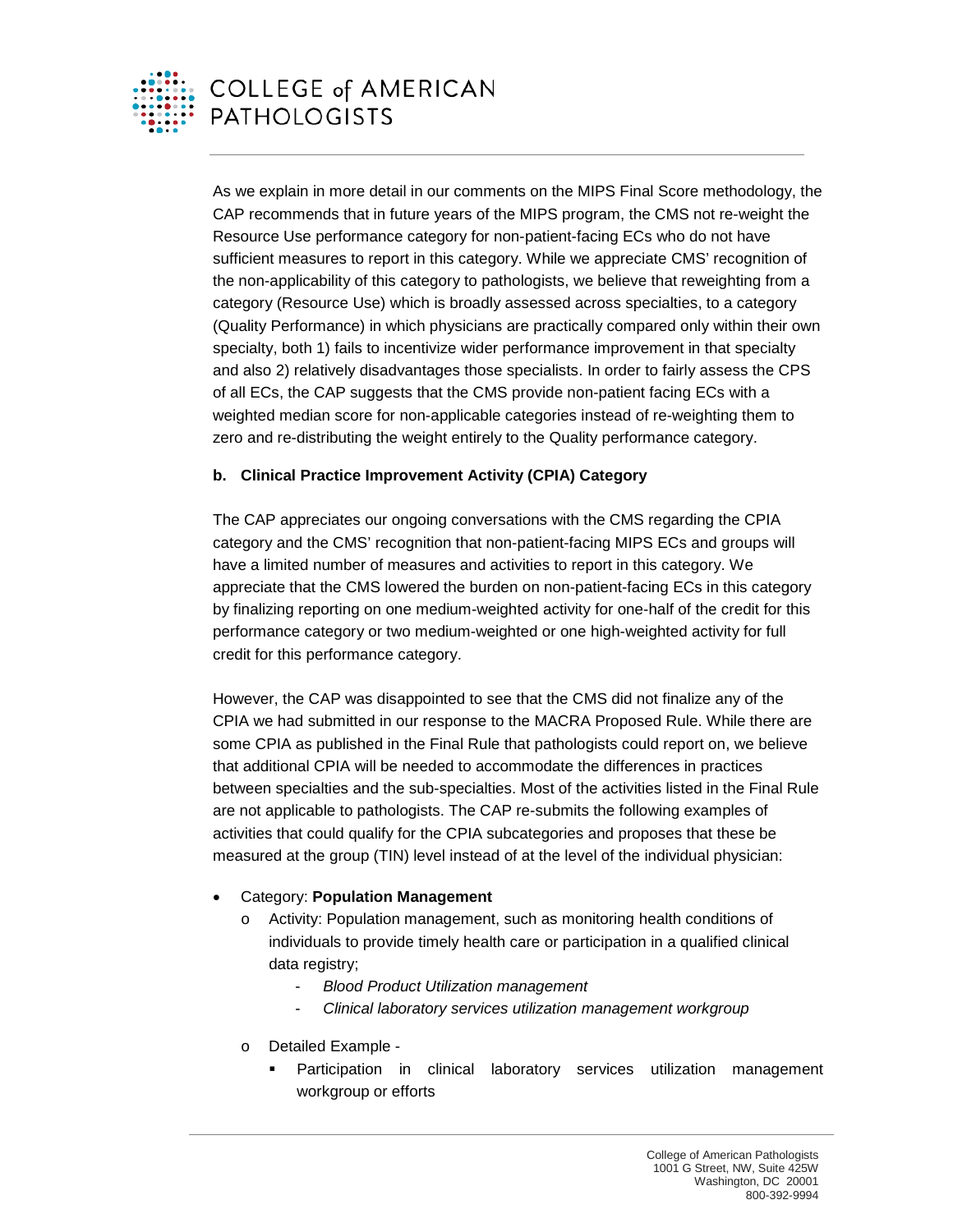As we explain in more detail in our comments on the MIPS Final Score methodology, the CAP recommends that in future years of the MIPS program, the CMS not re-weight the Resource Use performance category for non-patient-facing ECs who do not have sufficient measures to report in this category. While we appreciate CMS' recognition of the non-applicability of this category to pathologists, we believe that reweighting from a category (Resource Use) which is broadly assessed across specialties, to a category (Quality Performance) in which physicians are practically compared only within their own specialty, both 1) fails to incentivize wider performance improvement in that specialty and also 2) relatively disadvantages those specialists. In order to fairly assess the CPS of all ECs, the CAP suggests that the CMS provide non-patient facing ECs with a weighted median score for non-applicable categories instead of re-weighting them to zero and re-distributing the weight entirely to the Quality performance category.

**b. Clinical Practice Improvement Activity (CPIA) Category**

The CAP appreciates our ongoing conversations with the CMS regarding the CPIA category and the CMS' recognition that non-patient-facing MIPS ECs and groups will have a limited number of measures and activities to report in this category. We appreciate that the CMS lowered the burden on non-patient-facing ECs in this category by finalizing reporting on one medium-weighted activity for one-half of the credit for this performance category or two medium-weighted or one high-weighted activity for full credit for this performance category.

However, the CAP was disappointed to see that the CMS did not finalize any of the CPIA we had submitted in our response to the MACRA Proposed Rule. While there are some CPIA as published in the Final Rule that pathologists could report on, we believe that additional CPIA will be needed to accommodate the differences in practices between specialties and the sub-specialties. Most of the activities listed in the Final Rule are not applicable to pathologists. The CAP re-submits the following examples of activities that could qualify for the CPIA subcategories and proposes that these be measured at the group (TIN) level instead of at the level of the individual physician:

- Category: **Population Management**
  - Activity: Population management, such as monitoring health conditions of individuals to provide timely health care or participation in a qualified clinical data registry;
    - *Blood Product Utilization management*
    - *Clinical laboratory services utilization management workgroup*
  - Detailed Example -
    - Participation in clinical laboratory services utilization management workgroup or efforts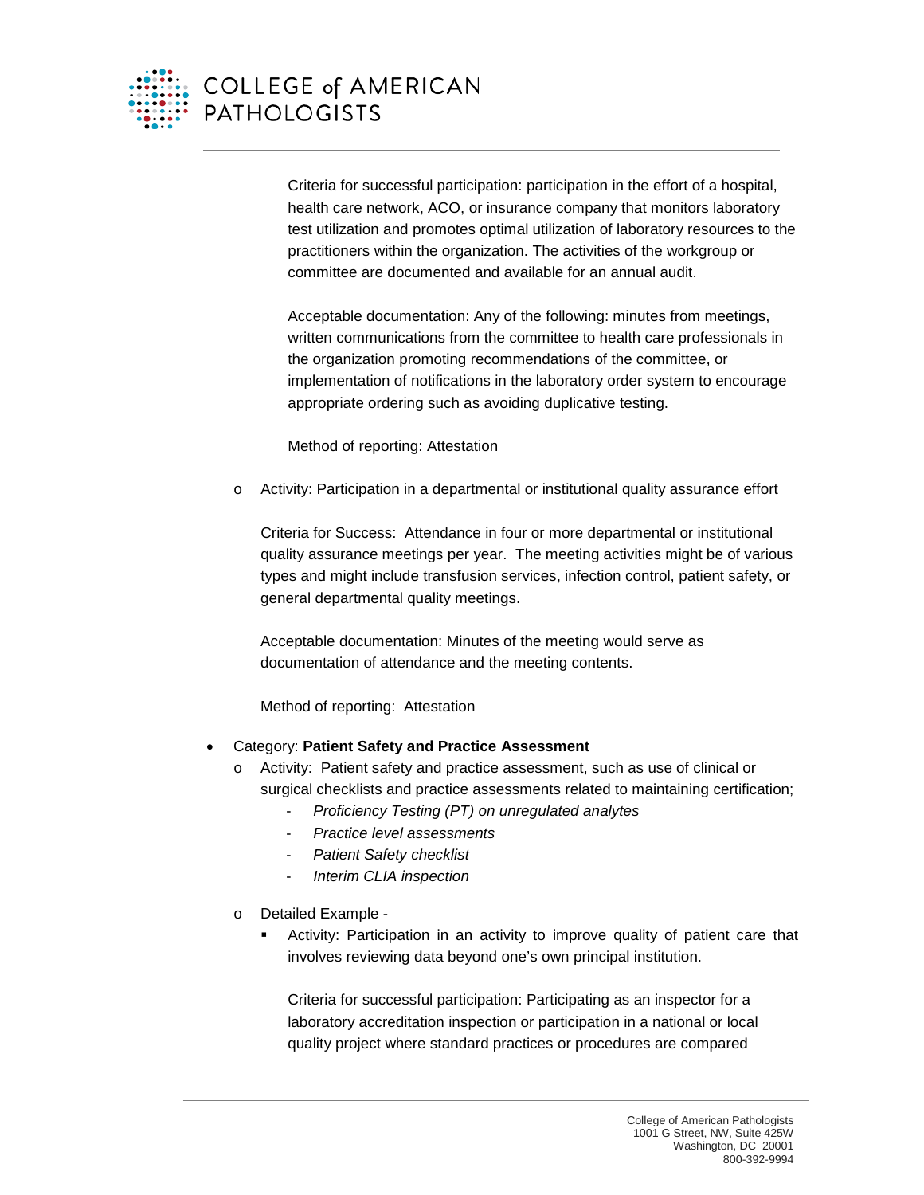Criteria for successful participation: participation in the effort of a hospital, health care network, ACO, or insurance company that monitors laboratory test utilization and promotes optimal utilization of laboratory resources to the practitioners within the organization. The activities of the workgroup or committee are documented and available for an annual audit.

Acceptable documentation: Any of the following: minutes from meetings, written communications from the committee to health care professionals in the organization promoting recommendations of the committee, or implementation of notifications in the laboratory order system to encourage appropriate ordering such as avoiding duplicative testing.

Method of reporting: Attestation

- Activity: Participation in a departmental or institutional quality assurance effort

  Criteria for Success: Attendance in four or more departmental or institutional quality assurance meetings per year. The meeting activities might be of various types and might include transfusion services, infection control, patient safety, or general departmental quality meetings.

  Acceptable documentation: Minutes of the meeting would serve as documentation of attendance and the meeting contents.

  Method of reporting: Attestation

- Category: **Patient Safety and Practice Assessment**
  - Activity: Patient safety and practice assessment, such as use of clinical or surgical checklists and practice assessments related to maintaining certification;
    - *Proficiency Testing (PT) on unregulated analytes*
    - *Practice level assessments*
    - *Patient Safety checklist*
    - *Interim CLIA inspection*
  - Detailed Example -
    - Activity: Participation in an activity to improve quality of patient care that involves reviewing data beyond one's own principal institution.

      Criteria for successful participation: Participating as an inspector for a laboratory accreditation inspection or participation in a national or local quality project where standard practices or procedures are compared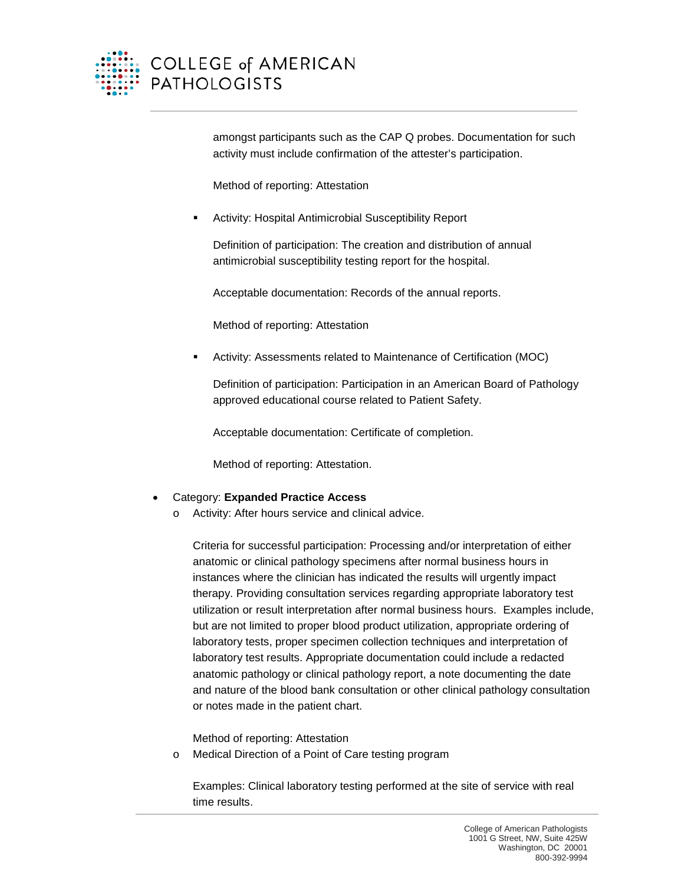amongst participants such as the CAP Q probes. Documentation for such activity must include confirmation of the attester's participation.

Method of reporting: Attestation

- Activity: Hospital Antimicrobial Susceptibility Report

  Definition of participation: The creation and distribution of annual antimicrobial susceptibility testing report for the hospital.

  Acceptable documentation: Records of the annual reports.

  Method of reporting: Attestation

- Activity: Assessments related to Maintenance of Certification (MOC)

  Definition of participation: Participation in an American Board of Pathology approved educational course related to Patient Safety.

  Acceptable documentation: Certificate of completion.

  Method of reporting: Attestation.

- Category: **Expanded Practice Access**
  - Activity: After hours service and clinical advice.

    Criteria for successful participation: Processing and/or interpretation of either anatomic or clinical pathology specimens after normal business hours in instances where the clinician has indicated the results will urgently impact therapy. Providing consultation services regarding appropriate laboratory test utilization or result interpretation after normal business hours. Examples include, but are not limited to proper blood product utilization, appropriate ordering of laboratory tests, proper specimen collection techniques and interpretation of laboratory test results. Appropriate documentation could include a redacted anatomic pathology or clinical pathology report, a note documenting the date and nature of the blood bank consultation or other clinical pathology consultation or notes made in the patient chart.

    Method of reporting: Attestation
  - Medical Direction of a Point of Care testing program

    Examples: Clinical laboratory testing performed at the site of service with real time results.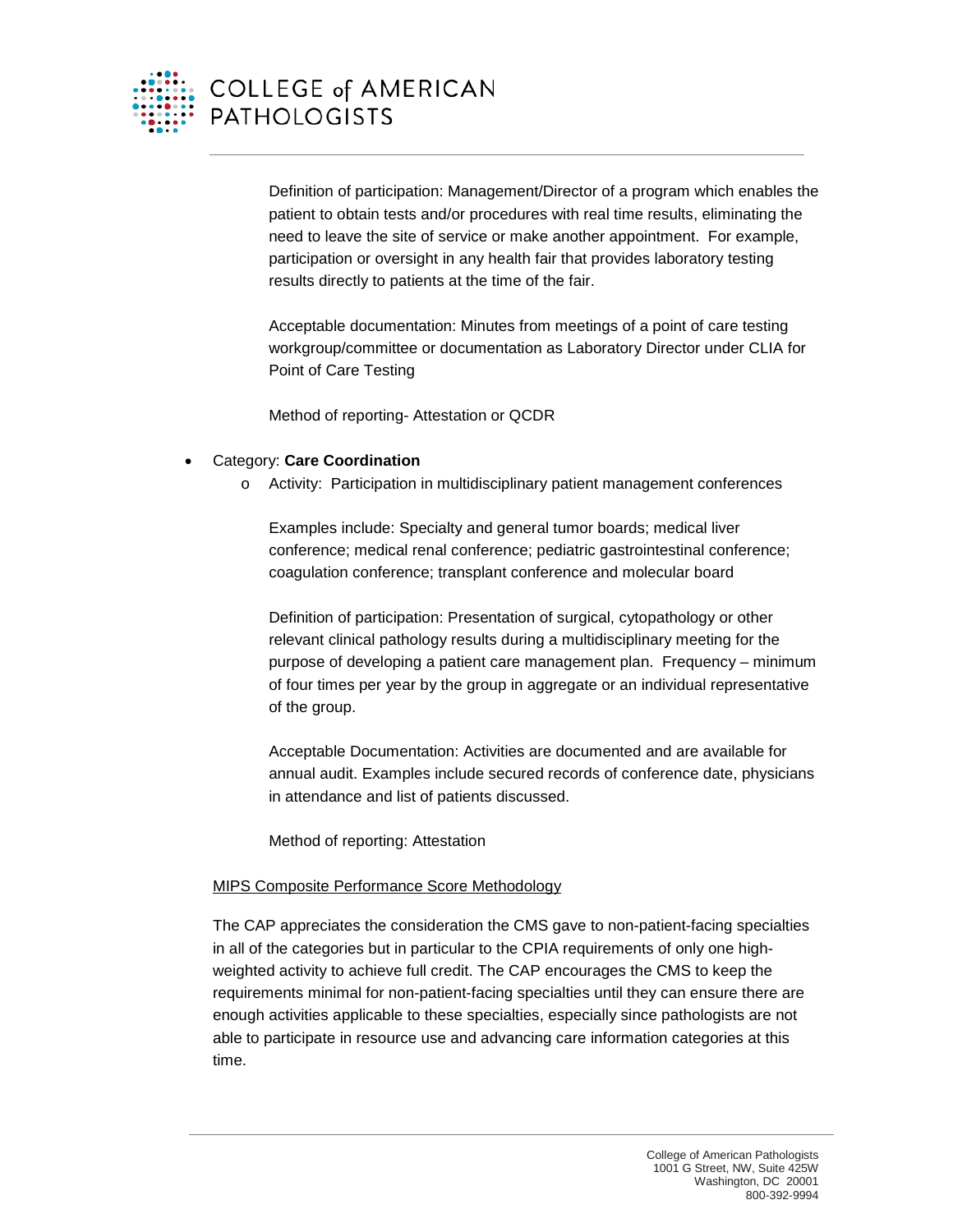Definition of participation: Management/Director of a program which enables the patient to obtain tests and/or procedures with real time results, eliminating the need to leave the site of service or make another appointment. For example, participation or oversight in any health fair that provides laboratory testing results directly to patients at the time of the fair.

Acceptable documentation: Minutes from meetings of a point of care testing workgroup/committee or documentation as Laboratory Director under CLIA for Point of Care Testing

Method of reporting- Attestation or QCDR

- Category: **Care Coordination**
  - Activity: Participation in multidisciplinary patient management conferences

    Examples include: Specialty and general tumor boards; medical liver conference; medical renal conference; pediatric gastrointestinal conference; coagulation conference; transplant conference and molecular board

    Definition of participation: Presentation of surgical, cytopathology or other relevant clinical pathology results during a multidisciplinary meeting for the purpose of developing a patient care management plan. Frequency – minimum of four times per year by the group in aggregate or an individual representative of the group.

    Acceptable Documentation: Activities are documented and are available for annual audit. Examples include secured records of conference date, physicians in attendance and list of patients discussed.

    Method of reporting: Attestation

<u>MIPS Composite Performance Score Methodology</u>

The CAP appreciates the consideration the CMS gave to non-patient-facing specialties in all of the categories but in particular to the CPIA requirements of only one high-weighted activity to achieve full credit. The CAP encourages the CMS to keep the requirements minimal for non-patient-facing specialties until they can ensure there are enough activities applicable to these specialties, especially since pathologists are not able to participate in resource use and advancing care information categories at this time.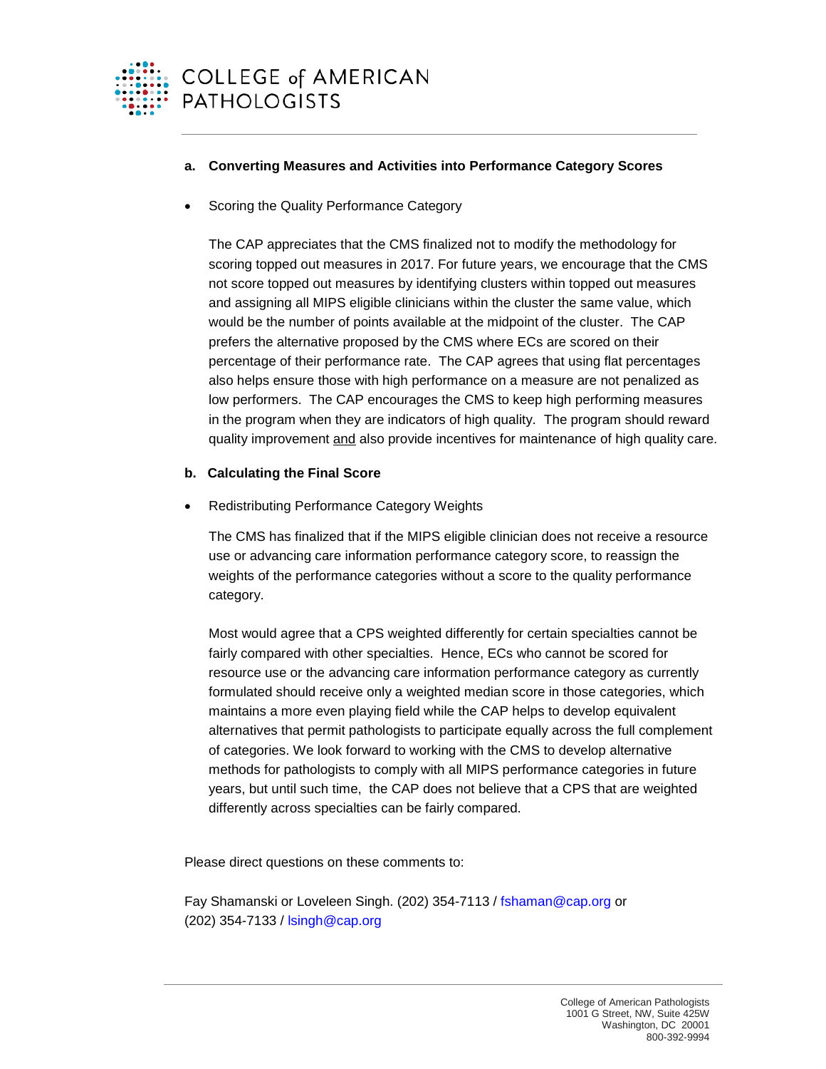**a. Converting Measures and Activities into Performance Category Scores**

- Scoring the Quality Performance Category

  The CAP appreciates that the CMS finalized not to modify the methodology for scoring topped out measures in 2017. For future years, we encourage that the CMS not score topped out measures by identifying clusters within topped out measures and assigning all MIPS eligible clinicians within the cluster the same value, which would be the number of points available at the midpoint of the cluster. The CAP prefers the alternative proposed by the CMS where ECs are scored on their percentage of their performance rate. The CAP agrees that using flat percentages also helps ensure those with high performance on a measure are not penalized as low performers. The CAP encourages the CMS to keep high performing measures in the program when they are indicators of high quality. The program should reward quality improvement and also provide incentives for maintenance of high quality care.

**b. Calculating the Final Score**

- Redistributing Performance Category Weights

  The CMS has finalized that if the MIPS eligible clinician does not receive a resource use or advancing care information performance category score, to reassign the weights of the performance categories without a score to the quality performance category.

  Most would agree that a CPS weighted differently for certain specialties cannot be fairly compared with other specialties. Hence, ECs who cannot be scored for resource use or the advancing care information performance category as currently formulated should receive only a weighted median score in those categories, which maintains a more even playing field while the CAP helps to develop equivalent alternatives that permit pathologists to participate equally across the full complement of categories. We look forward to working with the CMS to develop alternative methods for pathologists to comply with all MIPS performance categories in future years, but until such time, the CAP does not believe that a CPS that are weighted differently across specialties can be fairly compared.

Please direct questions on these comments to:

Fay Shamanski or Loveleen Singh. (202) 354-7113 / fshaman@cap.org or (202) 354-7133 / lsingh@cap.org